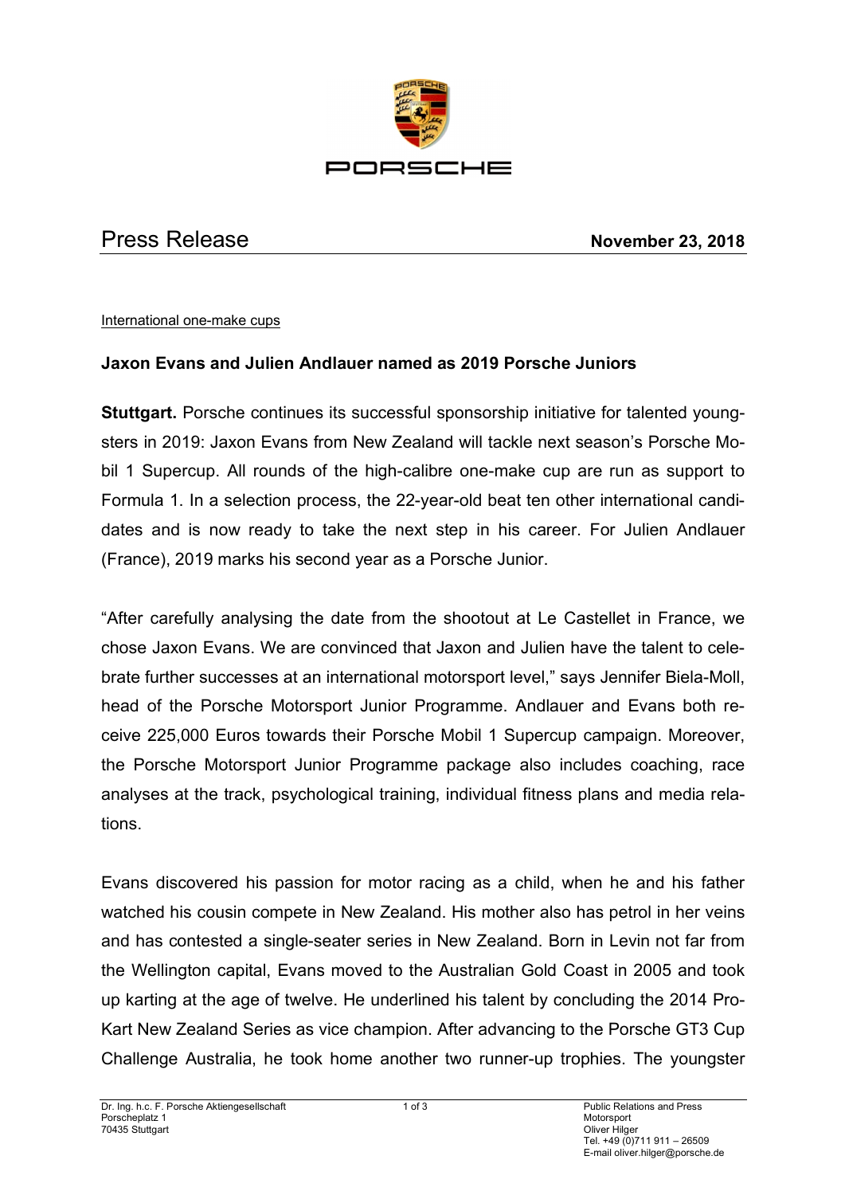# Press Release

**November 23, 2018**

International one-make cups

**Jaxon Evans and Julien Andlauer named as 2019 Porsche Juniors**

**Stuttgart.** Porsche continues its successful sponsorship initiative for talented youngsters in 2019: Jaxon Evans from New Zealand will tackle next season's Porsche Mobil 1 Supercup. All rounds of the high-calibre one-make cup are run as support to Formula 1. In a selection process, the 22-year-old beat ten other international candidates and is now ready to take the next step in his career. For Julien Andlauer (France), 2019 marks his second year as a Porsche Junior.

"After carefully analysing the date from the shootout at Le Castellet in France, we chose Jaxon Evans. We are convinced that Jaxon and Julien have the talent to celebrate further successes at an international motorsport level," says Jennifer Biela-Moll, head of the Porsche Motorsport Junior Programme. Andlauer and Evans both receive 225,000 Euros towards their Porsche Mobil 1 Supercup campaign. Moreover, the Porsche Motorsport Junior Programme package also includes coaching, race analyses at the track, psychological training, individual fitness plans and media relations.

Evans discovered his passion for motor racing as a child, when he and his father watched his cousin compete in New Zealand. His mother also has petrol in her veins and has contested a single-seater series in New Zealand. Born in Levin not far from the Wellington capital, Evans moved to the Australian Gold Coast in 2005 and took up karting at the age of twelve. He underlined his talent by concluding the 2014 Pro-Kart New Zealand Series as vice champion. After advancing to the Porsche GT3 Cup Challenge Australia, he took home another two runner-up trophies. The youngster

Dr. Ing. h.c. F. Porsche Aktiengesellschaft
Porscheplatz 1
70435 Stuttgart

Public Relations and Press
Motorsport
Oliver Hilger
Tel. +49 (0)711 911 – 26509
E-mail oliver.hilger@porsche.de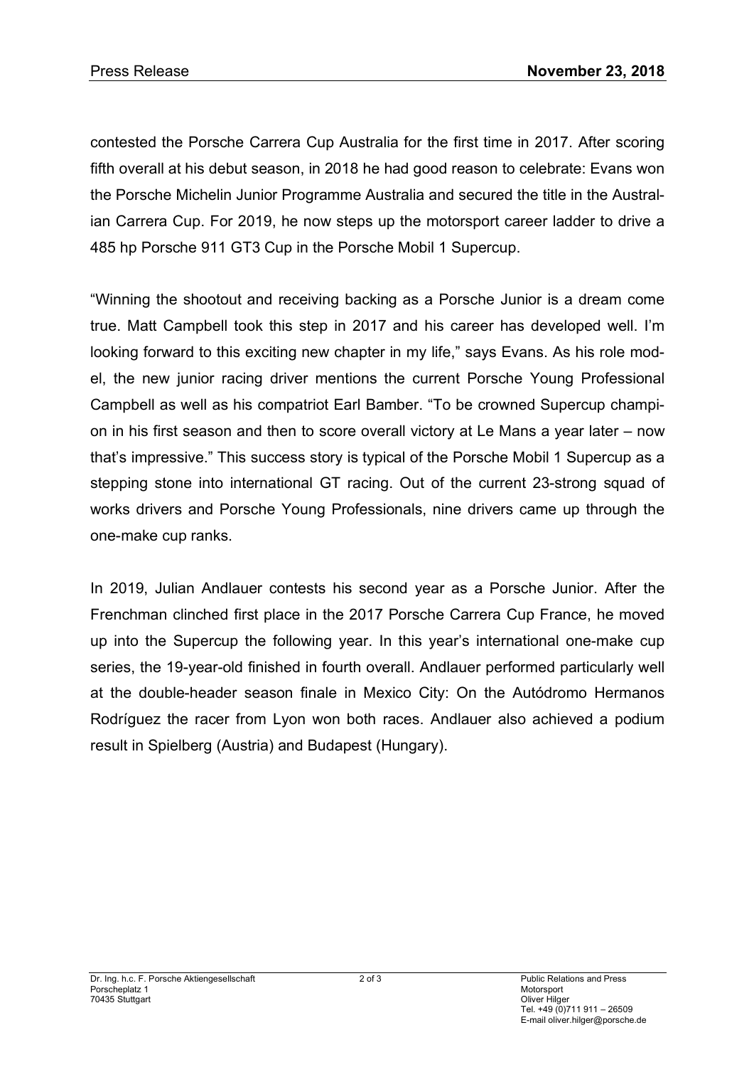contested the Porsche Carrera Cup Australia for the first time in 2017. After scoring fifth overall at his debut season, in 2018 he had good reason to celebrate: Evans won the Porsche Michelin Junior Programme Australia and secured the title in the Australian Carrera Cup. For 2019, he now steps up the motorsport career ladder to drive a 485 hp Porsche 911 GT3 Cup in the Porsche Mobil 1 Supercup.

"Winning the shootout and receiving backing as a Porsche Junior is a dream come true. Matt Campbell took this step in 2017 and his career has developed well. I'm looking forward to this exciting new chapter in my life," says Evans. As his role model, the new junior racing driver mentions the current Porsche Young Professional Campbell as well as his compatriot Earl Bamber. "To be crowned Supercup champion in his first season and then to score overall victory at Le Mans a year later – now that's impressive." This success story is typical of the Porsche Mobil 1 Supercup as a stepping stone into international GT racing. Out of the current 23-strong squad of works drivers and Porsche Young Professionals, nine drivers came up through the one-make cup ranks.

In 2019, Julian Andlauer contests his second year as a Porsche Junior. After the Frenchman clinched first place in the 2017 Porsche Carrera Cup France, he moved up into the Supercup the following year. In this year's international one-make cup series, the 19-year-old finished in fourth overall. Andlauer performed particularly well at the double-header season finale in Mexico City: On the Autódromo Hermanos Rodríguez the racer from Lyon won both races. Andlauer also achieved a podium result in Spielberg (Austria) and Budapest (Hungary).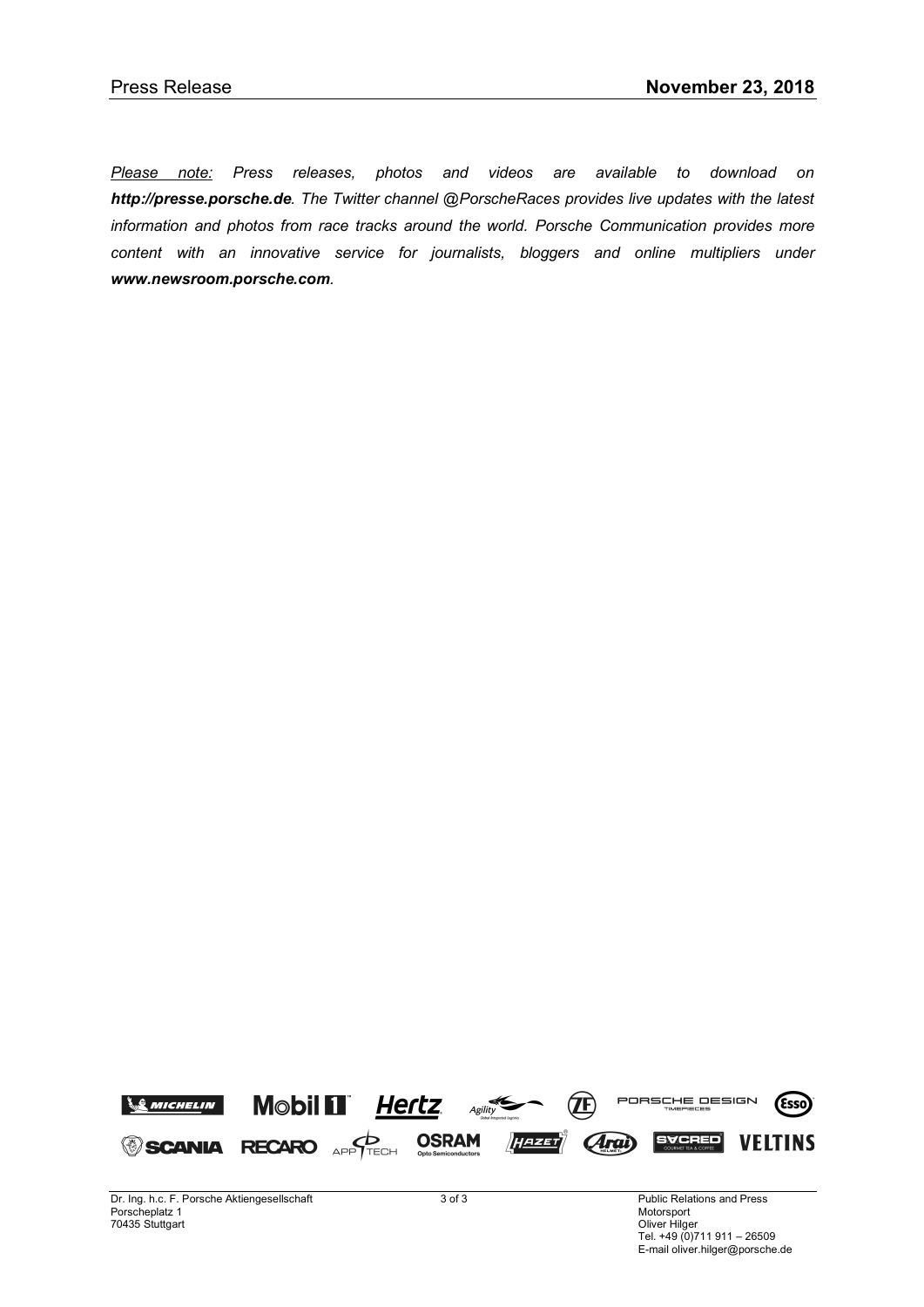*<u>Please note:</u> Press releases, photos and videos are available to download on **http://presse.porsche.de**. The Twitter channel @PorscheRaces provides live updates with the latest information and photos from race tracks around the world. Porsche Communication provides more content with an innovative service for journalists, bloggers and online multipliers under **www.newsroom.porsche.com**.*

MICHELIN Mobil 1 Hertz Agility ZF PORSCHE DESIGN TIMEPIECES Esso
SCANIA RECARO APPTECH OSRAM Opto Semiconductors HAZET Arai SACRED GOURMET TEA & COFFEE VELTINS

Dr. Ing. h.c. F. Porsche Aktiengesellschaft
Porscheplatz 1
70435 Stuttgart

Public Relations and Press
Motorsport
Oliver Hilger
Tel. +49 (0)711 911 – 26509
E-mail oliver.hilger@porsche.de